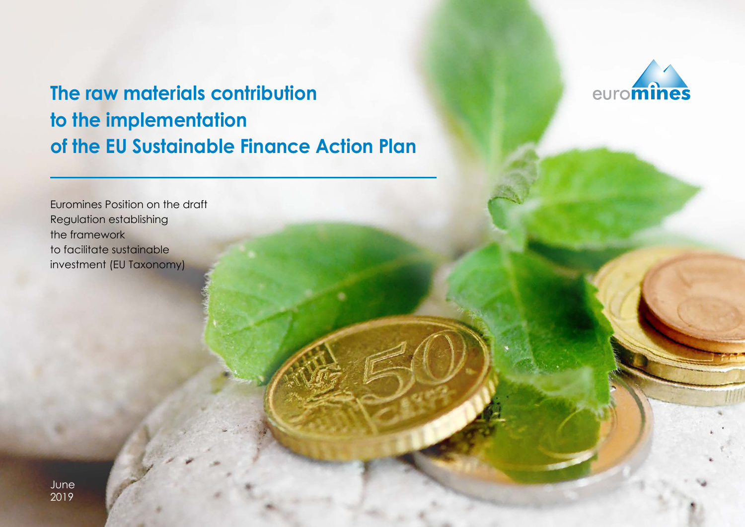# The raw materials contribution to the implementation of the EU Sustainable Finance Action Plan

euromines

Euromines Position on the draft Regulation establishing the framework to facilitate sustainable investment (EU Taxonomy)

June 2019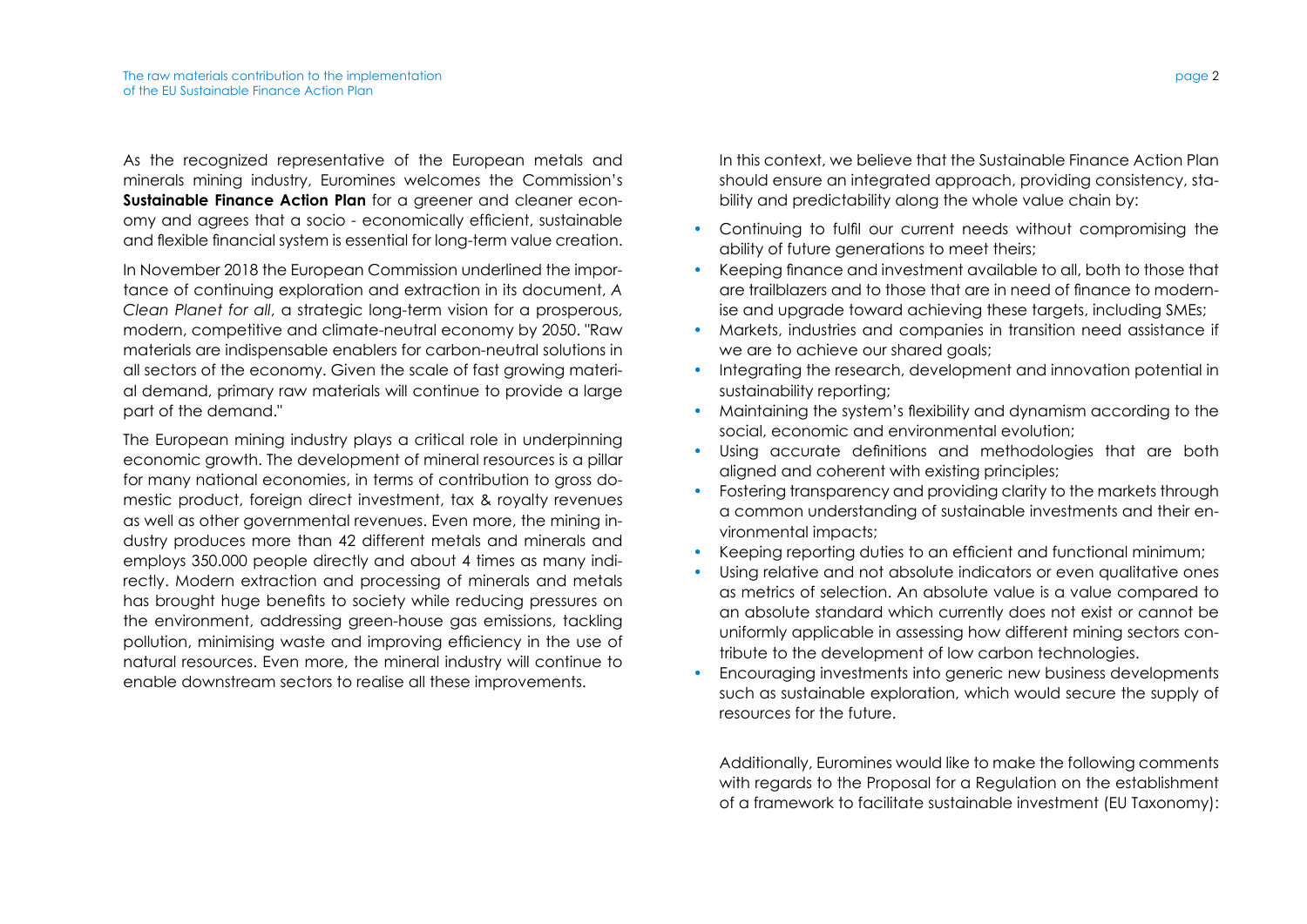As the recognized representative of the European metals and minerals mining industry, Euromines welcomes the Commission's **Sustainable Finance Action Plan** for a greener and cleaner economy and agrees that a socio - economically efficient, sustainable and flexible financial system is essential for long-term value creation.

In November 2018 the European Commission underlined the importance of continuing exploration and extraction in its document, *A Clean Planet for all*, a strategic long-term vision for a prosperous, modern, competitive and climate-neutral economy by 2050. "Raw materials are indispensable enablers for carbon-neutral solutions in all sectors of the economy. Given the scale of fast growing material demand, primary raw materials will continue to provide a large part of the demand."

The European mining industry plays a critical role in underpinning economic growth. The development of mineral resources is a pillar for many national economies, in terms of contribution to gross domestic product, foreign direct investment, tax & royalty revenues as well as other governmental revenues. Even more, the mining industry produces more than 42 different metals and minerals and employs 350.000 people directly and about 4 times as many indirectly. Modern extraction and processing of minerals and metals has brought huge benefits to society while reducing pressures on the environment, addressing green-house gas emissions, tackling pollution, minimising waste and improving efficiency in the use of natural resources. Even more, the mineral industry will continue to enable downstream sectors to realise all these improvements.

In this context, we believe that the Sustainable Finance Action Plan should ensure an integrated approach, providing consistency, stability and predictability along the whole value chain by:

- Continuing to fulfil our current needs without compromising the ability of future generations to meet theirs;
- Keeping finance and investment available to all, both to those that are trailblazers and to those that are in need of finance to modernise and upgrade toward achieving these targets, including SMEs;
- Markets, industries and companies in transition need assistance if we are to achieve our shared goals;
- Integrating the research, development and innovation potential in sustainability reporting;
- Maintaining the system's flexibility and dynamism according to the social, economic and environmental evolution;
- Using accurate definitions and methodologies that are both aligned and coherent with existing principles;
- Fostering transparency and providing clarity to the markets through a common understanding of sustainable investments and their environmental impacts;
- Keeping reporting duties to an efficient and functional minimum;
- Using relative and not absolute indicators or even qualitative ones as metrics of selection. An absolute value is a value compared to an absolute standard which currently does not exist or cannot be uniformly applicable in assessing how different mining sectors contribute to the development of low carbon technologies.
- Encouraging investments into generic new business developments such as sustainable exploration, which would secure the supply of resources for the future.

Additionally, Euromines would like to make the following comments with regards to the Proposal for a Regulation on the establishment of a framework to facilitate sustainable investment (EU Taxonomy):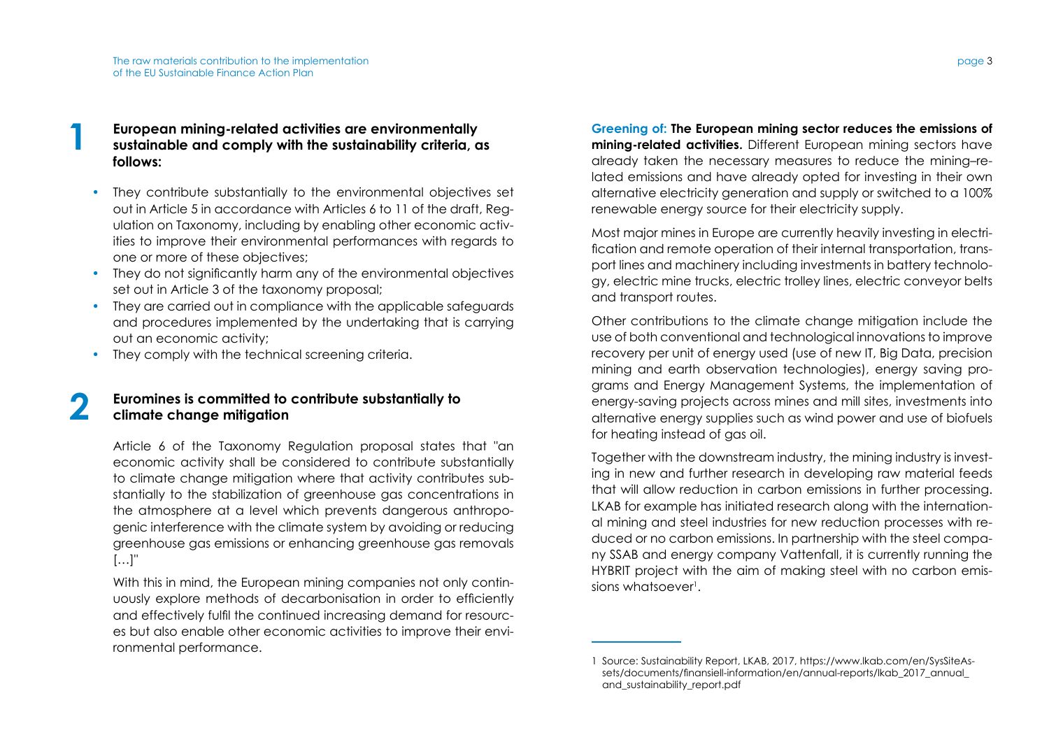## 1 European mining-related activities are environmentally sustainable and comply with the sustainability criteria, as follows:

- They contribute substantially to the environmental objectives set out in Article 5 in accordance with Articles 6 to 11 of the draft, Regulation on Taxonomy, including by enabling other economic activities to improve their environmental performances with regards to one or more of these objectives;
- They do not significantly harm any of the environmental objectives set out in Article 3 of the taxonomy proposal;
- They are carried out in compliance with the applicable safeguards and procedures implemented by the undertaking that is carrying out an economic activity;
- They comply with the technical screening criteria.

## 2 Euromines is committed to contribute substantially to climate change mitigation

Article 6 of the Taxonomy Regulation proposal states that "an economic activity shall be considered to contribute substantially to climate change mitigation where that activity contributes substantially to the stabilization of greenhouse gas concentrations in the atmosphere at a level which prevents dangerous anthropogenic interference with the climate system by avoiding or reducing greenhouse gas emissions or enhancing greenhouse gas removals […]"

With this in mind, the European mining companies not only continuously explore methods of decarbonisation in order to efficiently and effectively fulfil the continued increasing demand for resources but also enable other economic activities to improve their environmental performance.

**Greening of: The European mining sector reduces the emissions of mining-related activities.** Different European mining sectors have already taken the necessary measures to reduce the mining–related emissions and have already opted for investing in their own alternative electricity generation and supply or switched to a 100% renewable energy source for their electricity supply.

Most major mines in Europe are currently heavily investing in electrification and remote operation of their internal transportation, transport lines and machinery including investments in battery technology, electric mine trucks, electric trolley lines, electric conveyor belts and transport routes.

Other contributions to the climate change mitigation include the use of both conventional and technological innovations to improve recovery per unit of energy used (use of new IT, Big Data, precision mining and earth observation technologies), energy saving programs and Energy Management Systems, the implementation of energy-saving projects across mines and mill sites, investments into alternative energy supplies such as wind power and use of biofuels for heating instead of gas oil.

Together with the downstream industry, the mining industry is investing in new and further research in developing raw material feeds that will allow reduction in carbon emissions in further processing. LKAB for example has initiated research along with the international mining and steel industries for new reduction processes with reduced or no carbon emissions. In partnership with the steel company SSAB and energy company Vattenfall, it is currently running the HYBRIT project with the aim of making steel with no carbon emissions whatsoever[1].

---

1 Source: Sustainability Report, LKAB, 2017, https://www.lkab.com/en/SysSiteAssets/documents/finansiell-information/en/annual-reports/lkab_2017_annual_and_sustainability_report.pdf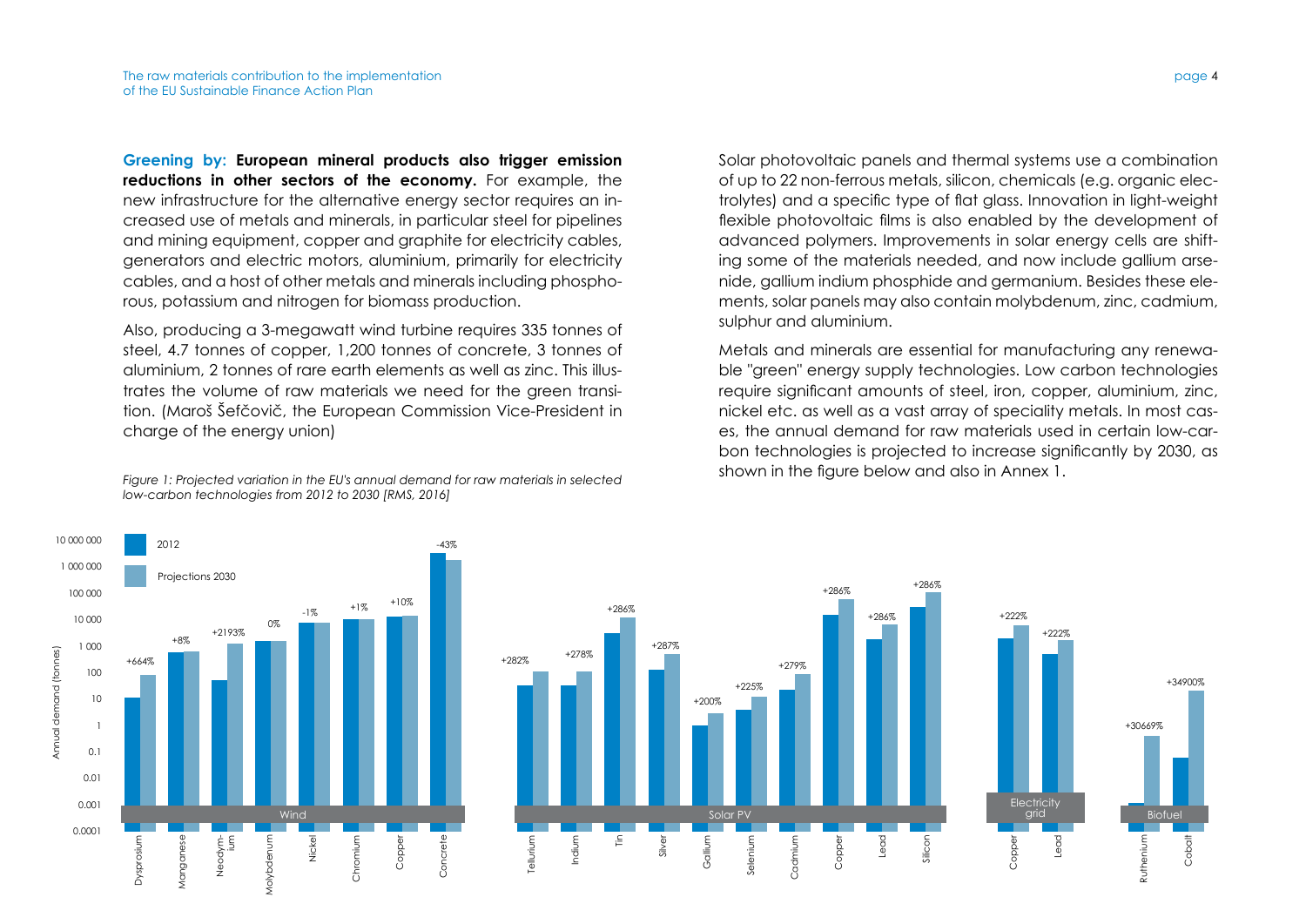**Greening by:** **European mineral products also trigger emission reductions in other sectors of the economy.** For example, the new infrastructure for the alternative energy sector requires an increased use of metals and minerals, in particular steel for pipelines and mining equipment, copper and graphite for electricity cables, generators and electric motors, aluminium, primarily for electricity cables, and a host of other metals and minerals including phosphorous, potassium and nitrogen for biomass production.

Also, producing a 3-megawatt wind turbine requires 335 tonnes of steel, 4.7 tonnes of copper, 1,200 tonnes of concrete, 3 tonnes of aluminium, 2 tonnes of rare earth elements as well as zinc. This illustrates the volume of raw materials we need for the green transition. (Maroš Šefčovič, the European Commission Vice-President in charge of the energy union)

Solar photovoltaic panels and thermal systems use a combination of up to 22 non-ferrous metals, silicon, chemicals (e.g. organic electrolytes) and a specific type of flat glass. Innovation in light-weight flexible photovoltaic films is also enabled by the development of advanced polymers. Improvements in solar energy cells are shifting some of the materials needed, and now include gallium arsenide, gallium indium phosphide and germanium. Besides these elements, solar panels may also contain molybdenum, zinc, cadmium, sulphur and aluminium.

Metals and minerals are essential for manufacturing any renewable "green" energy supply technologies. Low carbon technologies require significant amounts of steel, iron, copper, aluminium, zinc, nickel etc. as well as a vast array of speciality metals. In most cases, the annual demand for raw materials used in certain low-carbon technologies is projected to increase significantly by 2030, as shown in the figure below and also in Annex 1.

*Figure 1: Projected variation in the EU's annual demand for raw materials in selected low-carbon technologies from 2012 to 2030 [RMS, 2016]*

| Technology | Material | Change 2012–2030 |
|---|---|---|
| Wind | Dysprosium | +664% |
| Wind | Manganese | +8% |
| Wind | Neodymium | +2193% |
| Wind | Molybdenum | 0% |
| Wind | Nickel | -1% |
| Wind | Chromium | +1% |
| Wind | Copper | +10% |
| Wind | Concrete | -43% |
| Solar PV | Tellurium | +282% |
| Solar PV | Indium | +278% |
| Solar PV | Tin | +286% |
| Solar PV | Silver | +287% |
| Solar PV | Gallium | +200% |
| Solar PV | Selenium | +225% |
| Solar PV | Cadmium | +279% |
| Solar PV | Copper | +286% |
| Solar PV | Lead | +286% |
| Solar PV | Silicon | +286% |
| Electricity grid | Copper | +222% |
| Electricity grid | Lead | +222% |
| Biofuel | Ruthenium | +30669% |
| Biofuel | Cobalt | +34900% |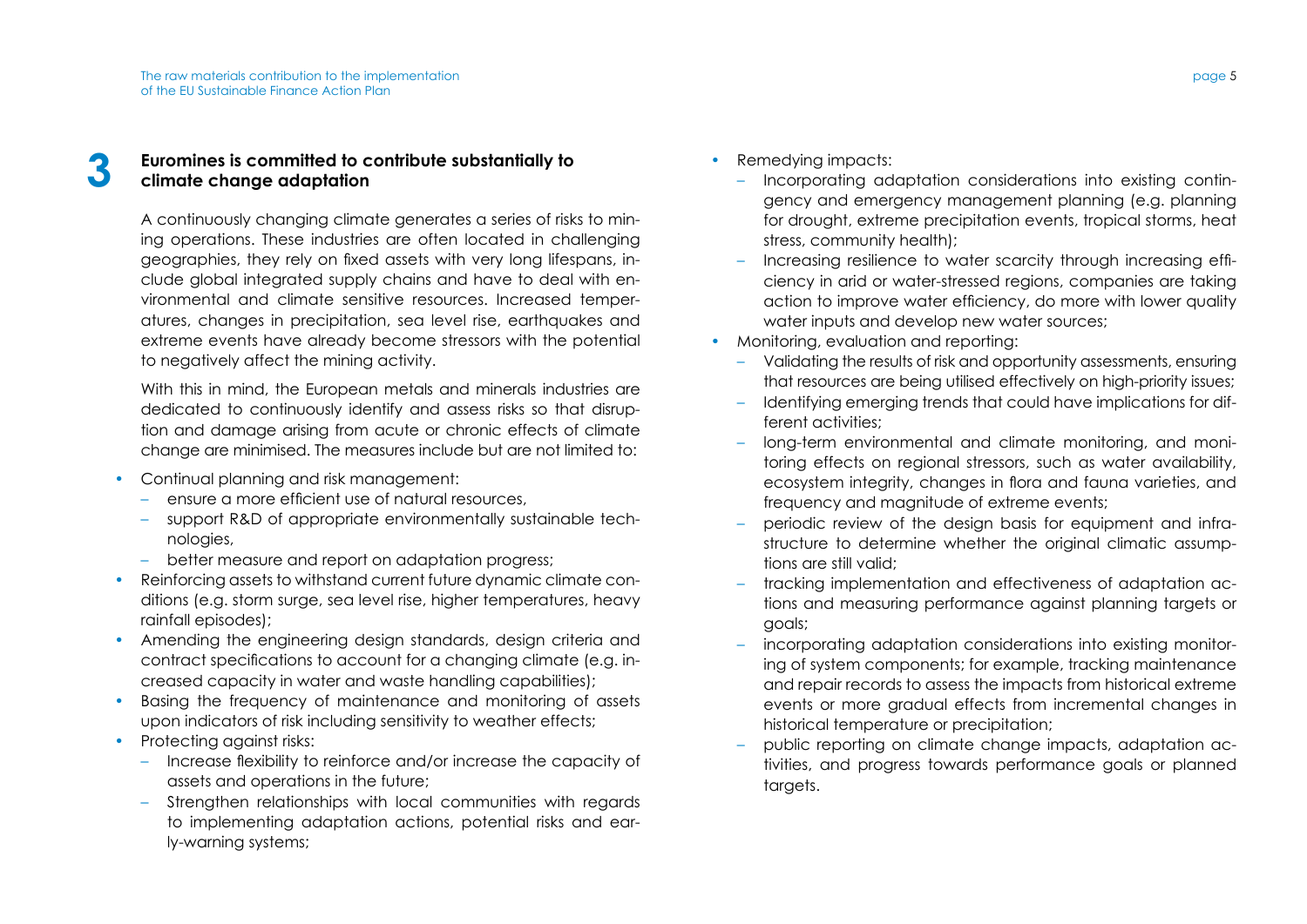## 3 Euromines is committed to contribute substantially to climate change adaptation

A continuously changing climate generates a series of risks to mining operations. These industries are often located in challenging geographies, they rely on fixed assets with very long lifespans, include global integrated supply chains and have to deal with environmental and climate sensitive resources. Increased temperatures, changes in precipitation, sea level rise, earthquakes and extreme events have already become stressors with the potential to negatively affect the mining activity.

With this in mind, the European metals and minerals industries are dedicated to continuously identify and assess risks so that disruption and damage arising from acute or chronic effects of climate change are minimised. The measures include but are not limited to:

- Continual planning and risk management:
  - ensure a more efficient use of natural resources,
  - support R&D of appropriate environmentally sustainable technologies,
  - better measure and report on adaptation progress;
- Reinforcing assets to withstand current future dynamic climate conditions (e.g. storm surge, sea level rise, higher temperatures, heavy rainfall episodes);
- Amending the engineering design standards, design criteria and contract specifications to account for a changing climate (e.g. increased capacity in water and waste handling capabilities);
- Basing the frequency of maintenance and monitoring of assets upon indicators of risk including sensitivity to weather effects;
- Protecting against risks:
  - Increase flexibility to reinforce and/or increase the capacity of assets and operations in the future;
  - Strengthen relationships with local communities with regards to implementing adaptation actions, potential risks and early-warning systems;
- Remedying impacts:
  - Incorporating adaptation considerations into existing contingency and emergency management planning (e.g. planning for drought, extreme precipitation events, tropical storms, heat stress, community health);
  - Increasing resilience to water scarcity through increasing efficiency in arid or water-stressed regions, companies are taking action to improve water efficiency, do more with lower quality water inputs and develop new water sources;
- Monitoring, evaluation and reporting:
  - Validating the results of risk and opportunity assessments, ensuring that resources are being utilised effectively on high-priority issues;
  - Identifying emerging trends that could have implications for different activities;
  - long-term environmental and climate monitoring, and monitoring effects on regional stressors, such as water availability, ecosystem integrity, changes in flora and fauna varieties, and frequency and magnitude of extreme events;
  - periodic review of the design basis for equipment and infrastructure to determine whether the original climatic assumptions are still valid;
  - tracking implementation and effectiveness of adaptation actions and measuring performance against planning targets or goals;
  - incorporating adaptation considerations into existing monitoring of system components; for example, tracking maintenance and repair records to assess the impacts from historical extreme events or more gradual effects from incremental changes in historical temperature or precipitation;
  - public reporting on climate change impacts, adaptation activities, and progress towards performance goals or planned targets.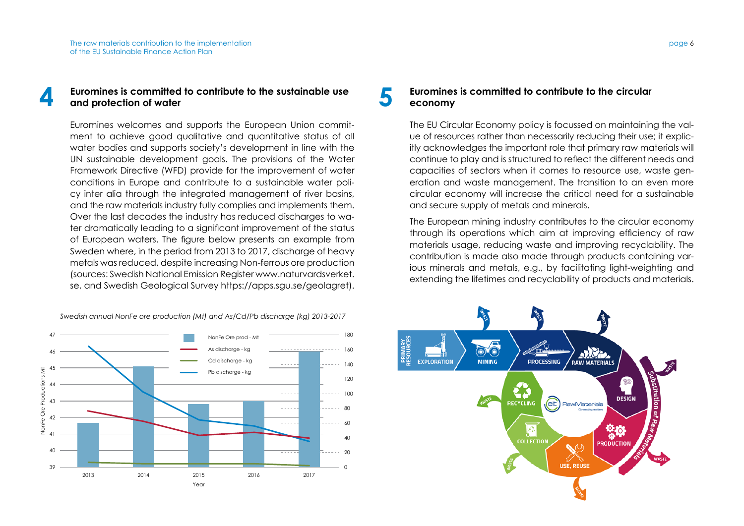## 4 Euromines is committed to contribute to the sustainable use and protection of water

Euromines welcomes and supports the European Union commitment to achieve good qualitative and quantitative status of all water bodies and supports society's development in line with the UN sustainable development goals. The provisions of the Water Framework Directive (WFD) provide for the improvement of water conditions in Europe and contribute to a sustainable water policy inter alia through the integrated management of river basins, and the raw materials industry fully complies and implements them. Over the last decades the industry has reduced discharges to water dramatically leading to a significant improvement of the status of European waters. The figure below presents an example from Sweden where, in the period from 2013 to 2017, discharge of heavy metals was reduced, despite increasing Non-ferrous ore production (sources: Swedish National Emission Register www.naturvardsverket.se, and Swedish Geological Survey https://apps.sgu.se/geolagret).

*Swedish annual NonFe ore production (Mt) and As/Cd/Pb discharge (kg) 2013-2017*

## 5 Euromines is committed to contribute to the circular economy

The EU Circular Economy policy is focussed on maintaining the value of resources rather than necessarily reducing their use; it explicitly acknowledges the important role that primary raw materials will continue to play and is structured to reflect the different needs and capacities of sectors when it comes to resource use, waste generation and waste management. The transition to an even more circular economy will increase the critical need for a sustainable and secure supply of metals and minerals.

The European mining industry contributes to the circular economy through its operations which aim at improving efficiency of raw materials usage, reducing waste and improving recyclability. The contribution is made also made through products containing various minerals and metals, e.g., by facilitating light-weighting and extending the lifetimes and recyclability of products and materials.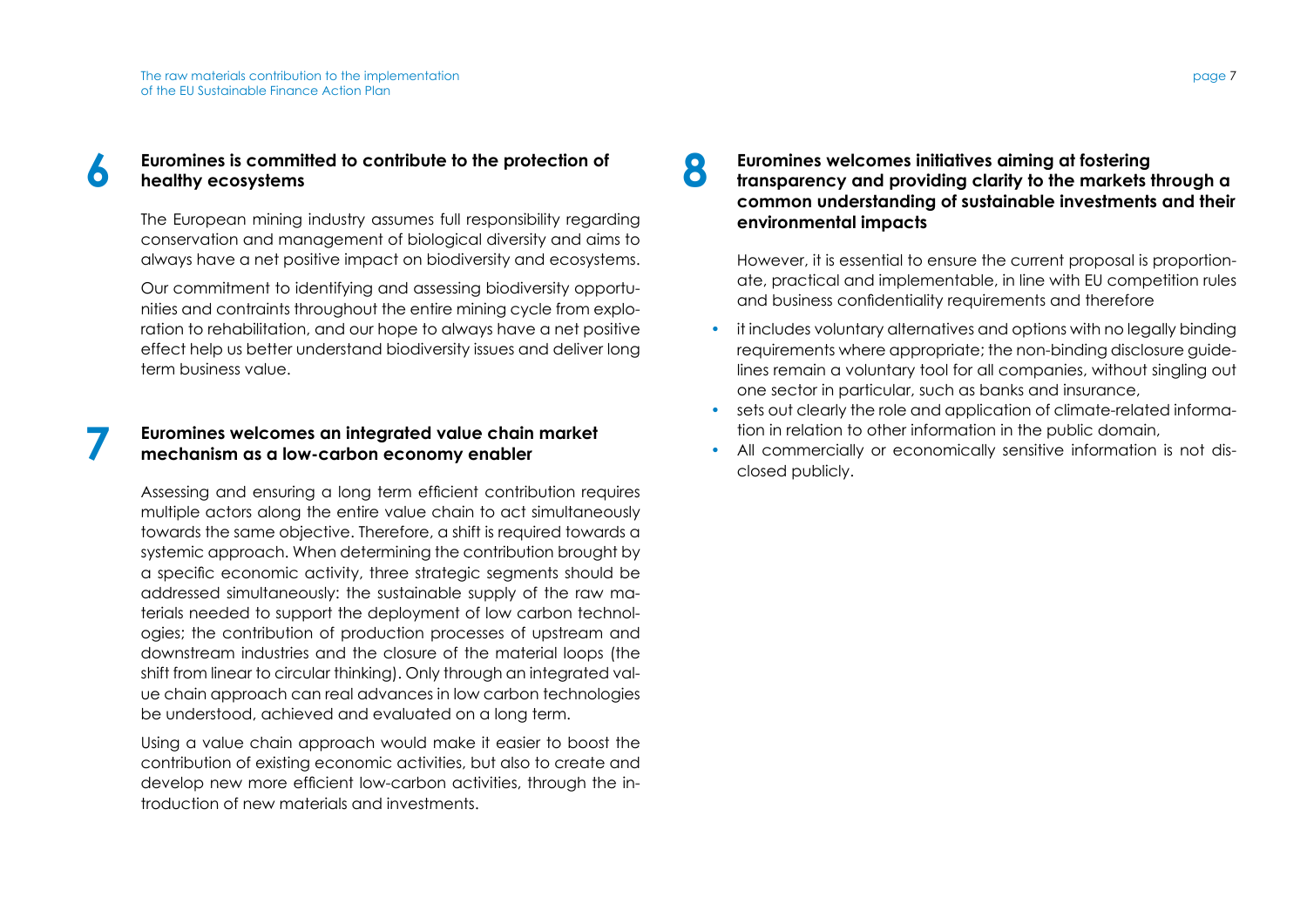## 6 Euromines is committed to contribute to the protection of healthy ecosystems

The European mining industry assumes full responsibility regarding conservation and management of biological diversity and aims to always have a net positive impact on biodiversity and ecosystems.

Our commitment to identifying and assessing biodiversity opportunities and contraints throughout the entire mining cycle from exploration to rehabilitation, and our hope to always have a net positive effect help us better understand biodiversity issues and deliver long term business value.

## 7 Euromines welcomes an integrated value chain market mechanism as a low-carbon economy enabler

Assessing and ensuring a long term efficient contribution requires multiple actors along the entire value chain to act simultaneously towards the same objective. Therefore, a shift is required towards a systemic approach. When determining the contribution brought by a specific economic activity, three strategic segments should be addressed simultaneously: the sustainable supply of the raw materials needed to support the deployment of low carbon technologies; the contribution of production processes of upstream and downstream industries and the closure of the material loops (the shift from linear to circular thinking). Only through an integrated value chain approach can real advances in low carbon technologies be understood, achieved and evaluated on a long term.

Using a value chain approach would make it easier to boost the contribution of existing economic activities, but also to create and develop new more efficient low-carbon activities, through the introduction of new materials and investments.

## 8 Euromines welcomes initiatives aiming at fostering transparency and providing clarity to the markets through a common understanding of sustainable investments and their environmental impacts

However, it is essential to ensure the current proposal is proportionate, practical and implementable, in line with EU competition rules and business confidentiality requirements and therefore

- it includes voluntary alternatives and options with no legally binding requirements where appropriate; the non-binding disclosure guidelines remain a voluntary tool for all companies, without singling out one sector in particular, such as banks and insurance,
- sets out clearly the role and application of climate-related information in relation to other information in the public domain,
- All commercially or economically sensitive information is not disclosed publicly.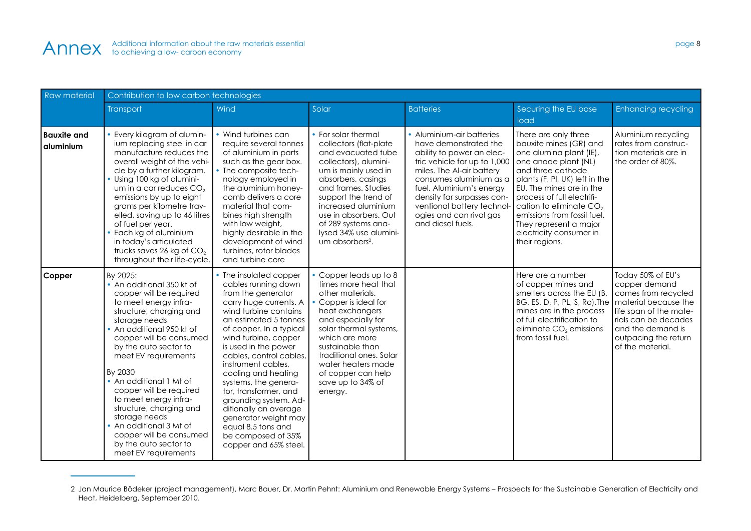# Annex

Additional information about the raw materials essential to achieving a low- carbon economy

| Raw material | Contribution to low carbon technologies | | | | | |
|---|---|---|---|---|---|---|
| | Transport | Wind | Solar | Batteries | Securing the EU base load | Enhancing recycling |
| **Bauxite and aluminium** | • Every kilogram of aluminium replacing steel in car manufacture reduces the overall weight of the vehicle by a further kilogram. • Using 100 kg of aluminium in a car reduces $CO_2$ emissions by up to eight grams per kilometre travelled, saving up to 46 litres of fuel per year. • Each kg of aluminium in today's articulated trucks saves 26 kg of $CO_2$ throughout their life-cycle. | • Wind turbines can require several tonnes of aluminium in parts such as the gear box. • The composite technology employed in the aluminium honeycomb delivers a core material that combines high strength with low weight, highly desirable in the development of wind turbines, rotor blades and turbine core | • For solar thermal collectors (flat-plate and evacuated tube collectors), aluminium is mainly used in absorbers, casings and frames. Studies support the trend of increased aluminium use in absorbers. Out of 289 systems analysed 34% use aluminium absorbers[2]. | • Aluminium-air batteries have demonstrated the ability to power an electric vehicle for up to 1,000 miles. The Al-air battery consumes aluminium as a fuel. Aluminium's energy density far surpasses conventional battery technologies and can rival gas and diesel fuels. | There are only three bauxite mines (GR) and one alumina plant (IE), one anode plant (NL) and three cathode plants (F, Pl, UK) left in the EU. The mines are in the process of full electrification to eliminate $CO_2$ emissions from fossil fuel. They represent a major electricity consumer in their regions. | Aluminium recycling rates from construction materials are in the order of 80%. |
| **Copper** | By 2025: • An additional 350 kt of copper will be required to meet energy infrastructure, charging and storage needs • An additional 950 kt of copper will be consumed by the auto sector to meet EV requirements<br><br>By 2030 • An additional 1 Mt of copper will be required to meet energy infrastructure, charging and storage needs • An additional 3 Mt of copper will be consumed by the auto sector to meet EV requirements | • The insulated copper cables running down from the generator carry huge currents. A wind turbine contains an estimated 5 tonnes of copper. In a typical wind turbine, copper is used in the power cables, control cables, instrument cables, cooling and heating systems, the generator, transformer, and grounding system. Additionally an average generator weight may equal 8.5 tons and be composed of 35% copper and 65% steel. | • Copper leads up to 8 times more heat that other materials. • Copper is ideal for heat exchangers and especially for solar thermal systems, which are more sustainable than traditional ones. Solar water heaters made of copper can help save up to 34% of energy. | | Here are a number of copper mines and smelters across the EU (B, BG, ES, D, P, PL, S, Ro).The mines are in the process of full electrification to eliminate $CO_2$ emissions from fossil fuel. | Today 50% of EU's copper demand comes from recycled material because the life span of the materials can be decades and the demand is outpacing the return of the material. |

2 Jan Maurice Bödeker (project management), Marc Bauer, Dr. Martin Pehnt: Aluminium and Renewable Energy Systems – Prospects for the Sustainable Generation of Electricity and Heat, Heidelberg, September 2010.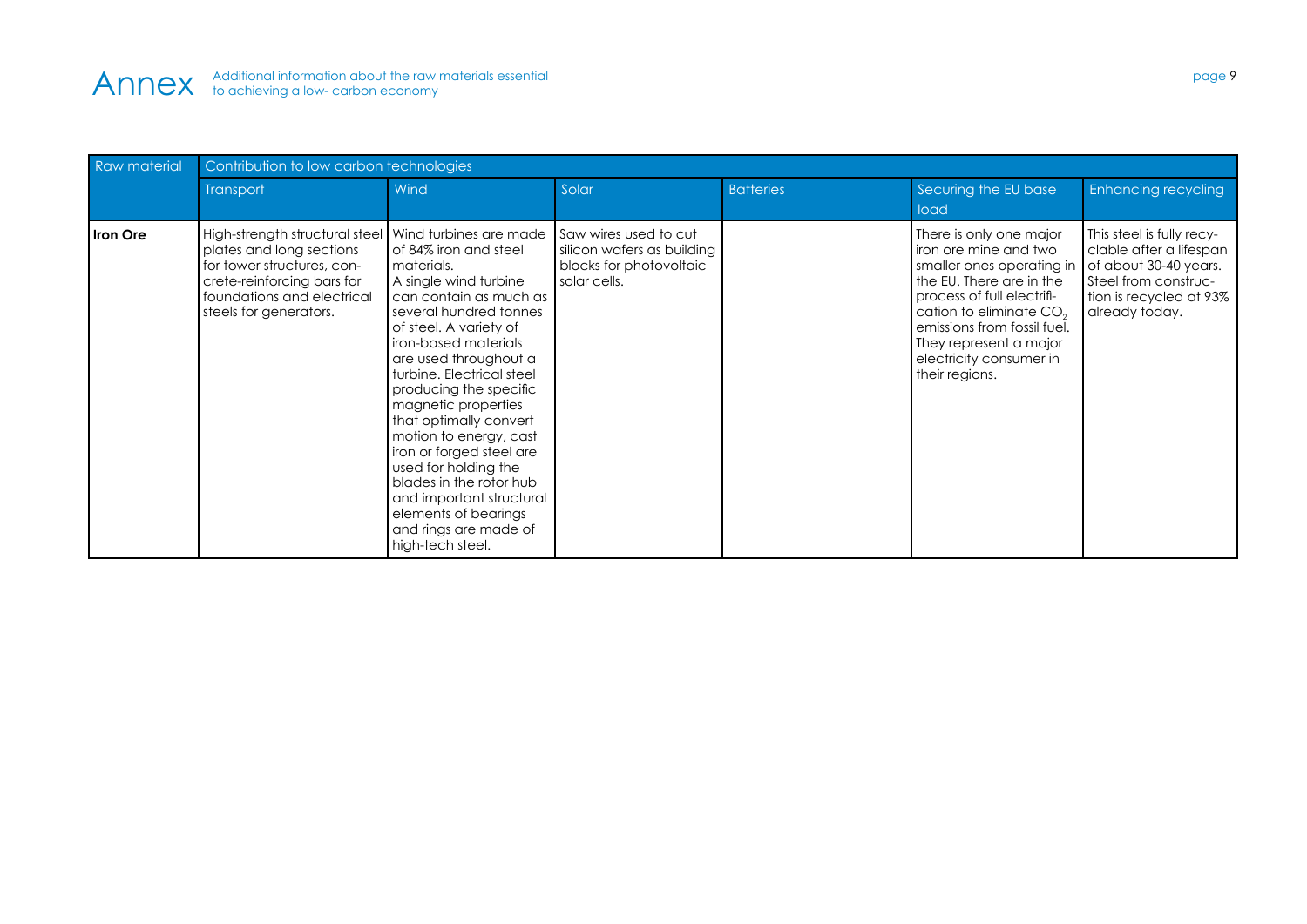# Annex

Additional information about the raw materials essential to achieving a low- carbon economy

| Raw material | Contribution to low carbon technologies | | | | | |
|---|---|---|---|---|---|---|
| | Transport | Wind | Solar | Batteries | Securing the EU base load | Enhancing recycling |
| **Iron Ore** | High-strength structural steel plates and long sections for tower structures, concrete-reinforcing bars for foundations and electrical steels for generators. | Wind turbines are made of 84% iron and steel materials. A single wind turbine can contain as much as several hundred tonnes of steel. A variety of iron-based materials are used throughout a turbine. Electrical steel producing the specific magnetic properties that optimally convert motion to energy, cast iron or forged steel are used for holding the blades in the rotor hub and important structural elements of bearings and rings are made of high-tech steel. | Saw wires used to cut silicon wafers as building blocks for photovoltaic solar cells. | | There is only one major iron ore mine and two smaller ones operating in the EU. There are in the process of full electrification to eliminate $CO_2$ emissions from fossil fuel. They represent a major electricity consumer in their regions. | This steel is fully recyclable after a lifespan of about 30-40 years. Steel from construction is recycled at 93% already today. |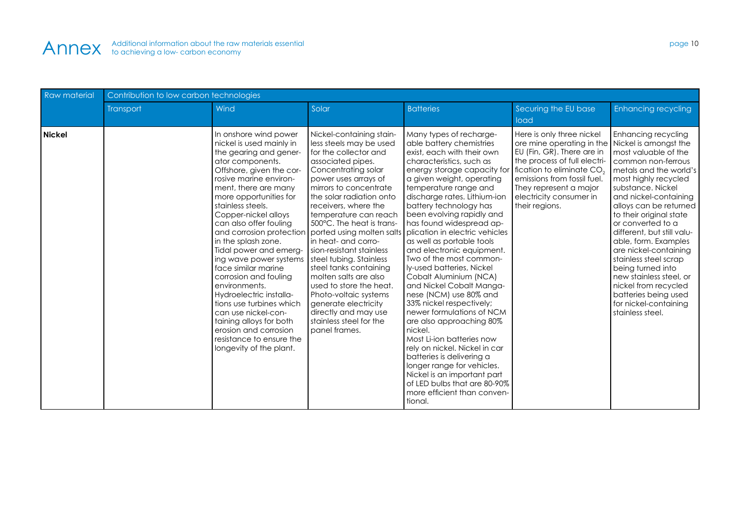# Annex

Additional information about the raw materials essential to achieving a low- carbon economy

| Raw material | Contribution to low carbon technologies | | | | | |
|---|---|---|---|---|---|---|
| | Transport | Wind | Solar | Batteries | Securing the EU base load | Enhancing recycling |
| **Nickel** | | In onshore wind power nickel is used mainly in the gearing and generator components. Offshore, given the corrosive marine environment, there are many more opportunities for stainless steels. Copper-nickel alloys can also offer fouling and corrosion protection in the splash zone. Tidal power and emerging wave power systems face similar marine corrosion and fouling environments. Hydroelectric installations use turbines which can use nickel-containing alloys for both erosion and corrosion resistance to ensure the longevity of the plant. | Nickel-containing stainless steels may be used for the collector and associated pipes. Concentrating solar power uses arrays of mirrors to concentrate the solar radiation onto receivers, where the temperature can reach 500°C. The heat is transported using molten salts in heat- and corrosion-resistant stainless steel tubing. Stainless steel tanks containing molten salts are also used to store the heat. Photo-voltaic systems generate electricity directly and may use stainless steel for the panel frames. | Many types of rechargeable battery chemistries exist, each with their own characteristics, such as energy storage capacity for a given weight, operating temperature range and discharge rates. Lithium-ion battery technology has been evolving rapidly and has found widespread application in electric vehicles as well as portable tools and electronic equipment. Two of the most commonly-used batteries, Nickel Cobalt Aluminium (NCA) and Nickel Cobalt Manganese (NCM) use 80% and 33% nickel respectively; newer formulations of NCM are also approaching 80% nickel. Most Li-ion batteries now rely on nickel. Nickel in car batteries is delivering a longer range for vehicles. Nickel is an important part of LED bulbs that are 80-90% more efficient than conventional. | Here is only three nickel ore mine operating in the EU (Fin, GR). There are in the process of full electrification to eliminate $CO_2$ emissions from fossil fuel. They represent a major electricity consumer in their regions. | Enhancing recycling Nickel is amongst the most valuable of the common non-ferrous metals and the world's most highly recycled substance. Nickel and nickel-containing alloys can be returned to their original state or converted to a different, but still valuable, form. Examples are nickel-containing stainless steel scrap being turned into new stainless steel, or nickel from recycled batteries being used for nickel-containing stainless steel. |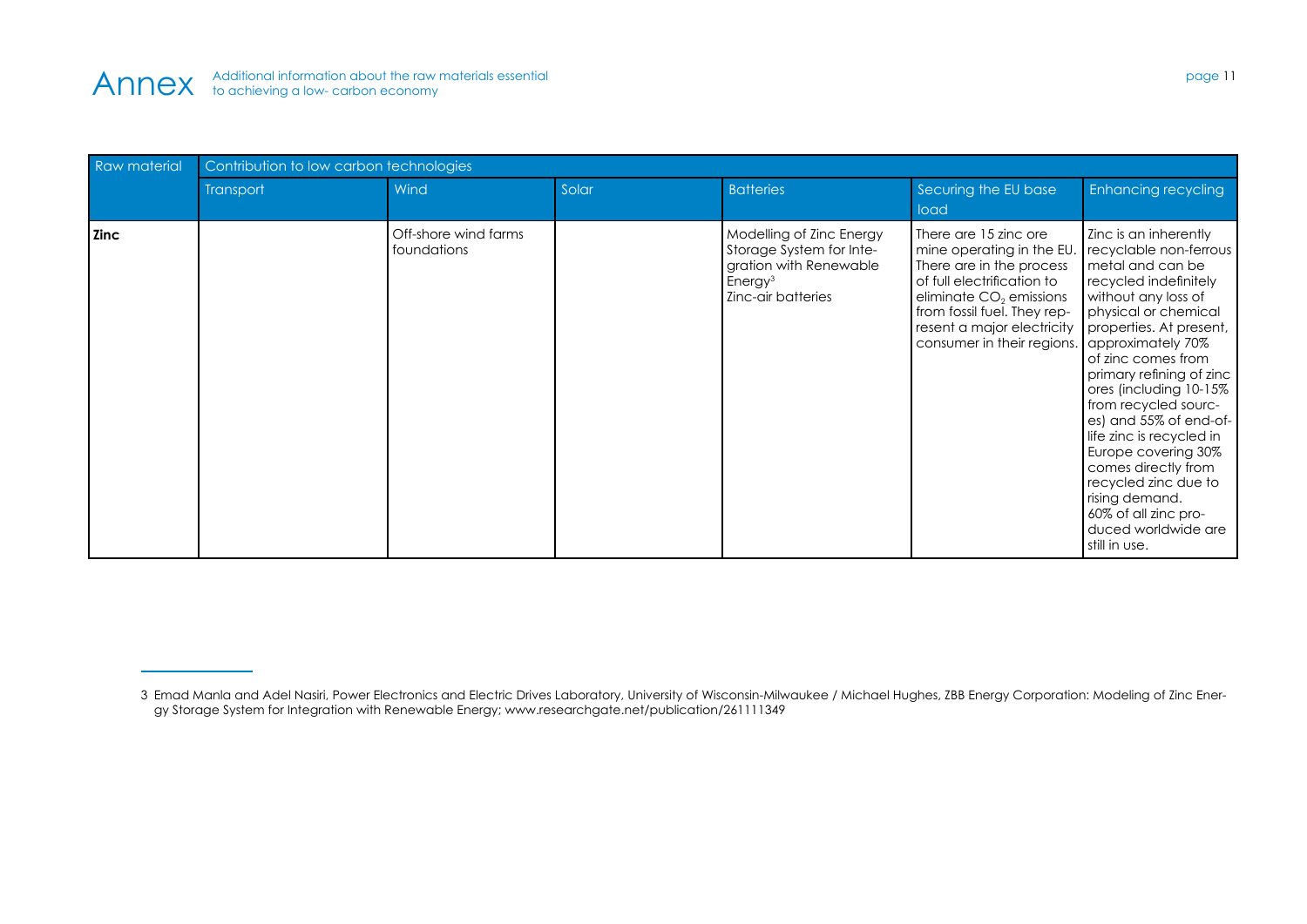| Raw material | Contribution to low carbon technologies | | | | | |
|---|---|---|---|---|---|---|
| | Transport | Wind | Solar | Batteries | Securing the EU base load | Enhancing recycling |
| **Zinc** | | Off-shore wind farms foundations | | Modelling of Zinc Energy Storage System for Integration with Renewable Energy[3] Zinc-air batteries | There are 15 zinc ore mine operating in the EU. There are in the process of full electrification to eliminate $CO_2$ emissions from fossil fuel. They represent a major electricity consumer in their regions. | Zinc is an inherently recyclable non-ferrous metal and can be recycled indefinitely without any loss of physical or chemical properties. At present, approximately 70% of zinc comes from primary refining of zinc ores (including 10-15% from recycled sources) and 55% of end-of-life zinc is recycled in Europe covering 30% comes directly from recycled zinc due to rising demand. 60% of all zinc produced worldwide are still in use. |

3 Emad Manla and Adel Nasiri, Power Electronics and Electric Drives Laboratory, University of Wisconsin-Milwaukee / Michael Hughes, ZBB Energy Corporation: Modeling of Zinc Energy Storage System for Integration with Renewable Energy; www.researchgate.net/publication/261111349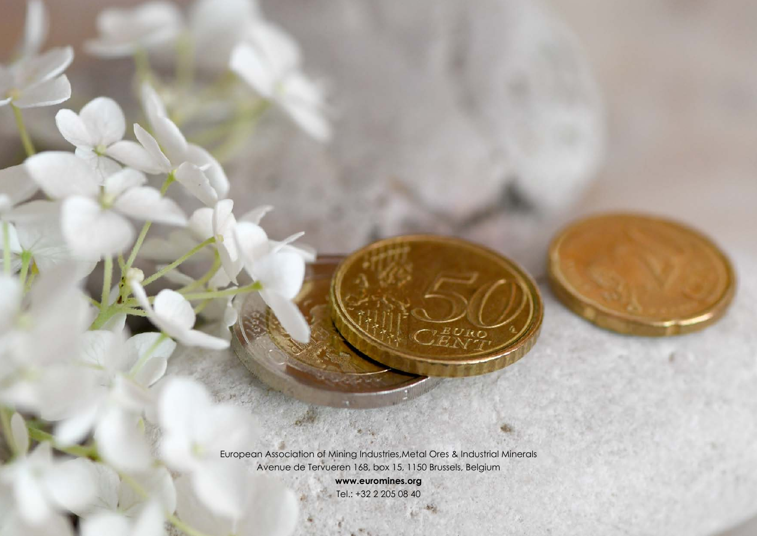European Association of Mining Industries,Metal Ores & Industrial Minerals
Avenue de Tervueren 168, box 15, 1150 Brussels, Belgium

**www.euromines.org**

Tel.: +32 2 205 08 40